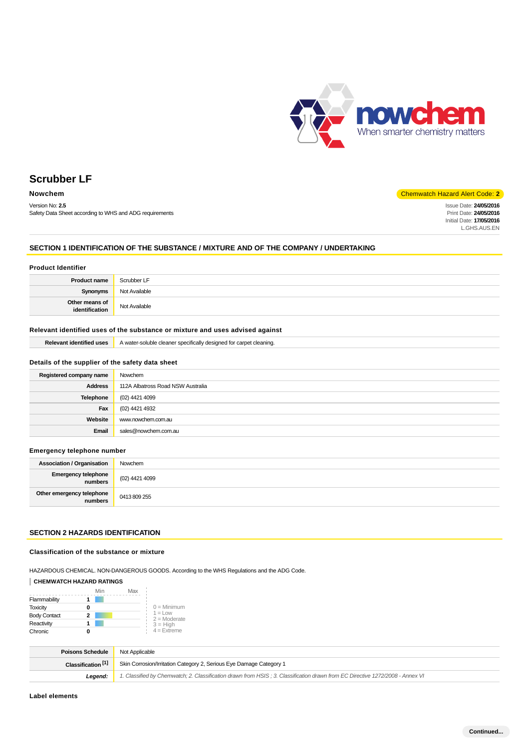# Scrubber LF

**Nowchem**

Chemwatch Hazard Alert Code: **2**

Version No: **2.5**
Safety Data Sheet according to WHS and ADG requirements

Issue Date: **24/05/2016**
Print Date: **24/05/2016**
Initial Date: **17/05/2016**
L.GHS.AUS.EN

## SECTION 1 IDENTIFICATION OF THE SUBSTANCE / MIXTURE AND OF THE COMPANY / UNDERTAKING

### Product Identifier

| | |
|---|---|
| **Product name** | Scrubber LF |
| **Synonyms** | Not Available |
| **Other means of identification** | Not Available |

### Relevant identified uses of the substance or mixture and uses advised against

| | |
|---|---|
| **Relevant identified uses** | A water-soluble cleaner specifically designed for carpet cleaning. |

### Details of the supplier of the safety data sheet

| | |
|---|---|
| **Registered company name** | Nowchem |
| **Address** | 112A Albatross Road NSW Australia |
| **Telephone** | (02) 4421 4099 |
| **Fax** | (02) 4421 4932 |
| **Website** | www.nowchem.com.au |
| **Email** | sales@nowchem.com.au |

### Emergency telephone number

| | |
|---|---|
| **Association / Organisation** | Nowchem |
| **Emergency telephone numbers** | (02) 4421 4099 |
| **Other emergency telephone numbers** | 0413 809 255 |

## SECTION 2 HAZARDS IDENTIFICATION

### Classification of the substance or mixture

HAZARDOUS CHEMICAL. NON-DANGEROUS GOODS. According to the WHS Regulations and the ADG Code.

**CHEMWATCH HAZARD RATINGS**

| | Rating |
|---|---|
| Flammability | 1 |
| Toxicity | 0 |
| Body Contact | 2 |
| Reactivity | 1 |
| Chronic | 0 |

0 = Minimum
1 = Low
2 = Moderate
3 = High
4 = Extreme

| | |
|---|---|
| **Poisons Schedule** | Not Applicable |
| **Classification [1]** | Skin Corrosion/Irritation Category 2, Serious Eye Damage Category 1 |
| ***Legend:*** | *1. Classified by Chemwatch; 2. Classification drawn from HSIS ; 3. Classification drawn from EC Directive 1272/2008 - Annex VI* |

### Label elements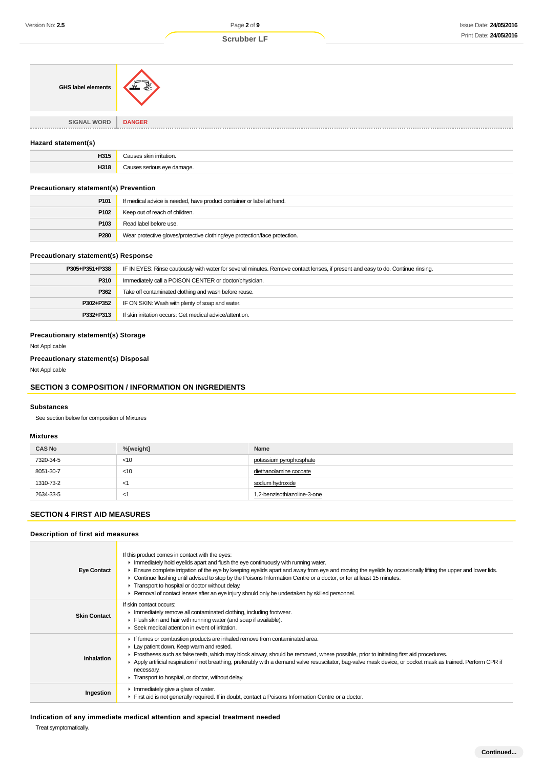| GHS label elements | |
|---|---|
| SIGNAL WORD | DANGER |

### Hazard statement(s)

| | |
|---|---|
| H315 | Causes skin irritation. |
| H318 | Causes serious eye damage. |

### Precautionary statement(s) Prevention

| | |
|---|---|
| P101 | If medical advice is needed, have product container or label at hand. |
| P102 | Keep out of reach of children. |
| P103 | Read label before use. |
| P280 | Wear protective gloves/protective clothing/eye protection/face protection. |

### Precautionary statement(s) Response

| | |
|---|---|
| P305+P351+P338 | IF IN EYES: Rinse cautiously with water for several minutes. Remove contact lenses, if present and easy to do. Continue rinsing. |
| P310 | Immediately call a POISON CENTER or doctor/physician. |
| P362 | Take off contaminated clothing and wash before reuse. |
| P302+P352 | IF ON SKIN: Wash with plenty of soap and water. |
| P332+P313 | If skin irritation occurs: Get medical advice/attention. |

### Precautionary statement(s) Storage

Not Applicable

### Precautionary statement(s) Disposal

Not Applicable

## SECTION 3 COMPOSITION / INFORMATION ON INGREDIENTS

### Substances

See section below for composition of Mixtures

### Mixtures

| CAS No | %[weight] | Name |
|---|---|---|
| 7320-34-5 | <10 | potassium pyrophosphate |
| 8051-30-7 | <10 | diethanolamine cocoate |
| 1310-73-2 | <1 | sodium hydroxide |
| 2634-33-5 | <1 | 1,2-benzisothiazoline-3-one |

## SECTION 4 FIRST AID MEASURES

### Description of first aid measures

| | |
|---|---|
| Eye Contact | If this product comes in contact with the eyes:<br>▸ Immediately hold eyelids apart and flush the eye continuously with running water.<br>▸ Ensure complete irrigation of the eye by keeping eyelids apart and away from eye and moving the eyelids by occasionally lifting the upper and lower lids.<br>▸ Continue flushing until advised to stop by the Poisons Information Centre or a doctor, or for at least 15 minutes.<br>▸ Transport to hospital or doctor without delay.<br>▸ Removal of contact lenses after an eye injury should only be undertaken by skilled personnel. |
| Skin Contact | If skin contact occurs:<br>▸ Immediately remove all contaminated clothing, including footwear.<br>▸ Flush skin and hair with running water (and soap if available).<br>▸ Seek medical attention in event of irritation. |
| Inhalation | ▸ If fumes or combustion products are inhaled remove from contaminated area.<br>▸ Lay patient down. Keep warm and rested.<br>▸ Prostheses such as false teeth, which may block airway, should be removed, where possible, prior to initiating first aid procedures.<br>▸ Apply artificial respiration if not breathing, preferably with a demand valve resuscitator, bag-valve mask device, or pocket mask as trained. Perform CPR if necessary.<br>▸ Transport to hospital, or doctor, without delay. |
| Ingestion | ▸ Immediately give a glass of water.<br>▸ First aid is not generally required. If in doubt, contact a Poisons Information Centre or a doctor. |

### Indication of any immediate medical attention and special treatment needed

Treat symptomatically.

Continued...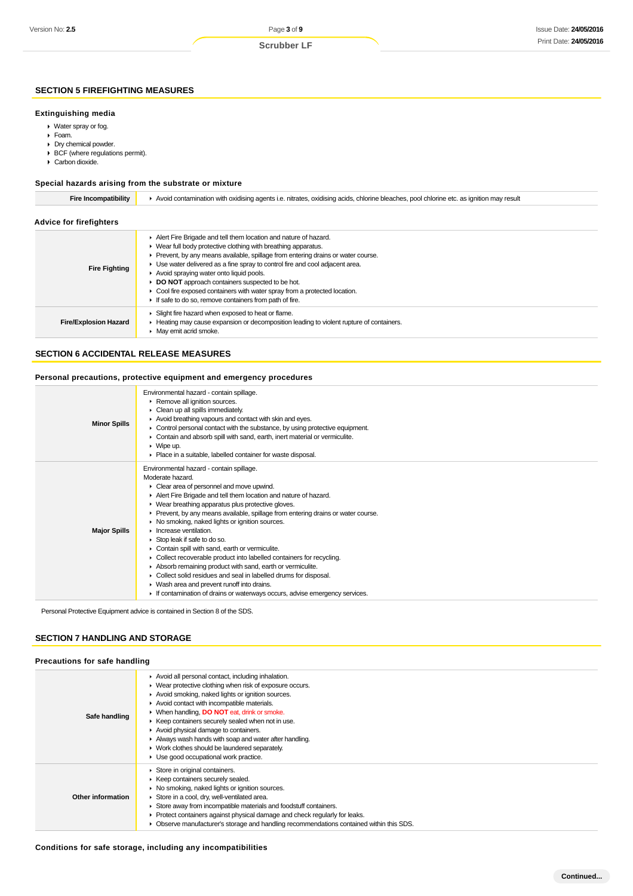## SECTION 5 FIREFIGHTING MEASURES

### Extinguishing media

- Water spray or fog.
- Foam.
- Dry chemical powder.
- BCF (where regulations permit).
- Carbon dioxide.

### Special hazards arising from the substrate or mixture

| | |
|---|---|
| **Fire Incompatibility** | Avoid contamination with oxidising agents i.e. nitrates, oxidising acids, chlorine bleaches, pool chlorine etc. as ignition may result |

### Advice for firefighters

| | |
|---|---|
| **Fire Fighting** | Alert Fire Brigade and tell them location and nature of hazard.<br>Wear full body protective clothing with breathing apparatus.<br>Prevent, by any means available, spillage from entering drains or water course.<br>Use water delivered as a fine spray to control fire and cool adjacent area.<br>Avoid spraying water onto liquid pools.<br>**DO NOT** approach containers suspected to be hot.<br>Cool fire exposed containers with water spray from a protected location.<br>If safe to do so, remove containers from path of fire. |
| **Fire/Explosion Hazard** | Slight fire hazard when exposed to heat or flame.<br>Heating may cause expansion or decomposition leading to violent rupture of containers.<br>May emit acrid smoke. |

## SECTION 6 ACCIDENTAL RELEASE MEASURES

### Personal precautions, protective equipment and emergency procedures

| | |
|---|---|
| **Minor Spills** | Environmental hazard - contain spillage.<br>Remove all ignition sources.<br>Clean up all spills immediately.<br>Avoid breathing vapours and contact with skin and eyes.<br>Control personal contact with the substance, by using protective equipment.<br>Contain and absorb spill with sand, earth, inert material or vermiculite.<br>Wipe up.<br>Place in a suitable, labelled container for waste disposal. |
| **Major Spills** | Environmental hazard - contain spillage.<br>Moderate hazard.<br>Clear area of personnel and move upwind.<br>Alert Fire Brigade and tell them location and nature of hazard.<br>Wear breathing apparatus plus protective gloves.<br>Prevent, by any means available, spillage from entering drains or water course.<br>No smoking, naked lights or ignition sources.<br>Increase ventilation.<br>Stop leak if safe to do so.<br>Contain spill with sand, earth or vermiculite.<br>Collect recoverable product into labelled containers for recycling.<br>Absorb remaining product with sand, earth or vermiculite.<br>Collect solid residues and seal in labelled drums for disposal.<br>Wash area and prevent runoff into drains.<br>If contamination of drains or waterways occurs, advise emergency services. |

Personal Protective Equipment advice is contained in Section 8 of the SDS.

## SECTION 7 HANDLING AND STORAGE

### Precautions for safe handling

| | |
|---|---|
| **Safe handling** | Avoid all personal contact, including inhalation.<br>Wear protective clothing when risk of exposure occurs.<br>Avoid smoking, naked lights or ignition sources.<br>Avoid contact with incompatible materials.<br>When handling, **DO NOT** eat, drink or smoke.<br>Keep containers securely sealed when not in use.<br>Avoid physical damage to containers.<br>Always wash hands with soap and water after handling.<br>Work clothes should be laundered separately.<br>Use good occupational work practice. |
| **Other information** | Store in original containers.<br>Keep containers securely sealed.<br>No smoking, naked lights or ignition sources.<br>Store in a cool, dry, well-ventilated area.<br>Store away from incompatible materials and foodstuff containers.<br>Protect containers against physical damage and check regularly for leaks.<br>Observe manufacturer's storage and handling recommendations contained within this SDS. |

### Conditions for safe storage, including any incompatibilities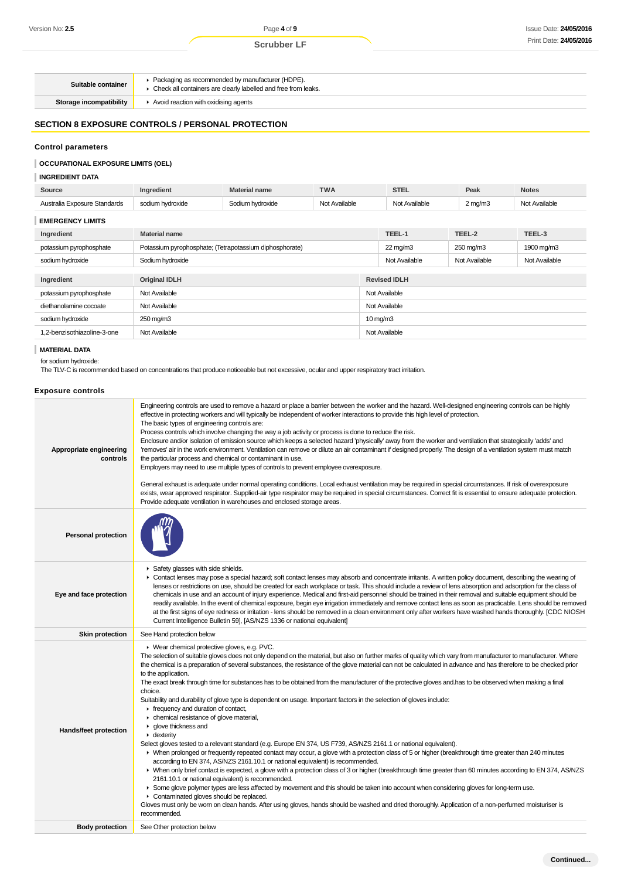| | |
|---|---|
| **Suitable container** | ▸ Packaging as recommended by manufacturer (HDPE).<br>▸ Check all containers are clearly labelled and free from leaks. |
| **Storage incompatibility** | ▸ Avoid reaction with oxidising agents |

## SECTION 8 EXPOSURE CONTROLS / PERSONAL PROTECTION

### Control parameters

#### OCCUPATIONAL EXPOSURE LIMITS (OEL)

#### INGREDIENT DATA

| Source | Ingredient | Material name | TWA | STEL | Peak | Notes |
|---|---|---|---|---|---|---|
| Australia Exposure Standards | sodium hydroxide | Sodium hydroxide | Not Available | Not Available | 2 mg/m3 | Not Available |

#### EMERGENCY LIMITS

| Ingredient | Material name | TEEL-1 | TEEL-2 | TEEL-3 |
|---|---|---|---|---|
| potassium pyrophosphate | Potassium pyrophosphate; (Tetrapotassium diphosphorate) | 22 mg/m3 | 250 mg/m3 | 1900 mg/m3 |
| sodium hydroxide | Sodium hydroxide | Not Available | Not Available | Not Available |

| Ingredient | Original IDLH | Revised IDLH |
|---|---|---|
| potassium pyrophosphate | Not Available | Not Available |
| diethanolamine cocoate | Not Available | Not Available |
| sodium hydroxide | 250 mg/m3 | 10 mg/m3 |
| 1,2-benzisothiazoline-3-one | Not Available | Not Available |

#### MATERIAL DATA

for sodium hydroxide:
The TLV-C is recommended based on concentrations that produce noticeable but not excessive, ocular and upper respiratory tract irritation.

### Exposure controls

| | |
|---|---|
| **Appropriate engineering controls** | Engineering controls are used to remove a hazard or place a barrier between the worker and the hazard. Well-designed engineering controls can be highly effective in protecting workers and will typically be independent of worker interactions to provide this high level of protection.<br>The basic types of engineering controls are:<br>Process controls which involve changing the way a job activity or process is done to reduce the risk.<br>Enclosure and/or isolation of emission source which keeps a selected hazard 'physically' away from the worker and ventilation that strategically 'adds' and 'removes' air in the work environment. Ventilation can remove or dilute an air contaminant if designed properly. The design of a ventilation system must match the particular process and chemical or contaminant in use.<br>Employers may need to use multiple types of controls to prevent employee overexposure.<br><br>General exhaust is adequate under normal operating conditions. Local exhaust ventilation may be required in special circumstances. If risk of overexposure exists, wear approved respirator. Supplied-air type respirator may be required in special circumstances. Correct fit is essential to ensure adequate protection.<br>Provide adequate ventilation in warehouses and enclosed storage areas. |
| **Personal protection** | |
| **Eye and face protection** | ▸ Safety glasses with side shields.<br>▸ Contact lenses may pose a special hazard; soft contact lenses may absorb and concentrate irritants. A written policy document, describing the wearing of lenses or restrictions on use, should be created for each workplace or task. This should include a review of lens absorption and adsorption for the class of chemicals in use and an account of injury experience. Medical and first-aid personnel should be trained in their removal and suitable equipment should be readily available. In the event of chemical exposure, begin eye irrigation immediately and remove contact lens as soon as practicable. Lens should be removed at the first signs of eye redness or irritation - lens should be removed in a clean environment only after workers have washed hands thoroughly. [CDC NIOSH Current Intelligence Bulletin 59], [AS/NZS 1336 or national equivalent] |
| **Skin protection** | See Hand protection below |
| **Hands/feet protection** | ▸ Wear chemical protective gloves, e.g. PVC.<br>The selection of suitable gloves does not only depend on the material, but also on further marks of quality which vary from manufacturer to manufacturer. Where the chemical is a preparation of several substances, the resistance of the glove material can not be calculated in advance and has therefore to be checked prior to the application.<br>The exact break through time for substances has to be obtained from the manufacturer of the protective gloves and.has to be observed when making a final choice.<br>Suitability and durability of glove type is dependent on usage. Important factors in the selection of gloves include:<br>▸ frequency and duration of contact,<br>▸ chemical resistance of glove material,<br>▸ glove thickness and<br>▸ dexterity<br>Select gloves tested to a relevant standard (e.g. Europe EN 374, US F739, AS/NZS 2161.1 or national equivalent).<br>▸ When prolonged or frequently repeated contact may occur, a glove with a protection class of 5 or higher (breakthrough time greater than 240 minutes according to EN 374, AS/NZS 2161.10.1 or national equivalent) is recommended.<br>▸ When only brief contact is expected, a glove with a protection class of 3 or higher (breakthrough time greater than 60 minutes according to EN 374, AS/NZS 2161.10.1 or national equivalent) is recommended.<br>▸ Some glove polymer types are less affected by movement and this should be taken into account when considering gloves for long-term use.<br>▸ Contaminated gloves should be replaced.<br>Gloves must only be worn on clean hands. After using gloves, hands should be washed and dried thoroughly. Application of a non-perfumed moisturiser is recommended. |
| **Body protection** | See Other protection below |

Continued...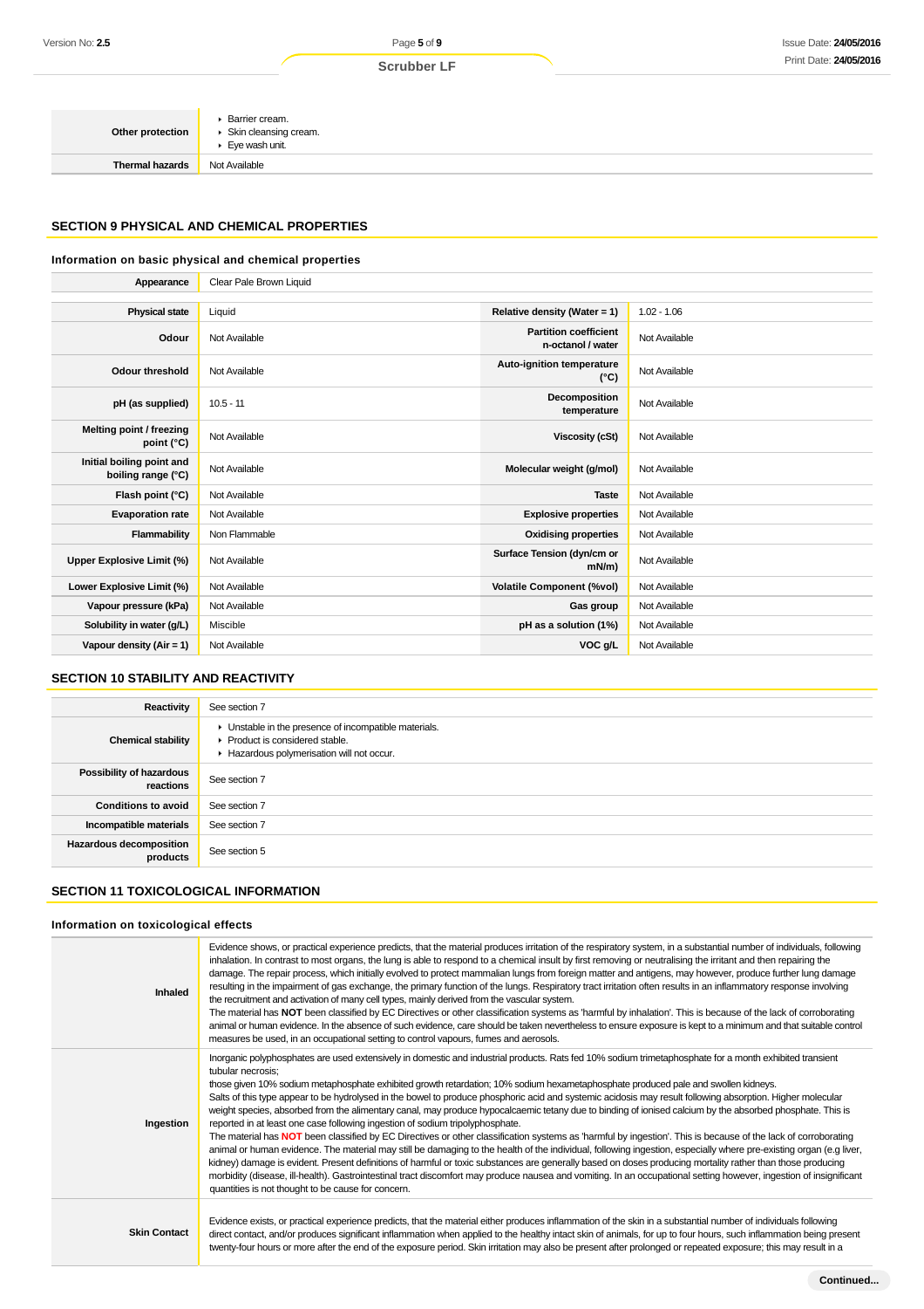| | |
|---|---|
| **Other protection** | ▸ Barrier cream.<br>▸ Skin cleansing cream.<br>▸ Eye wash unit. |
| **Thermal hazards** | Not Available |

## SECTION 9 PHYSICAL AND CHEMICAL PROPERTIES

### Information on basic physical and chemical properties

| | | | |
|---|---|---|---|
| **Appearance** | Clear Pale Brown Liquid | | |
| **Physical state** | Liquid | **Relative density (Water = 1)** | 1.02 - 1.06 |
| **Odour** | Not Available | **Partition coefficient n-octanol / water** | Not Available |
| **Odour threshold** | Not Available | **Auto-ignition temperature (°C)** | Not Available |
| **pH (as supplied)** | 10.5 - 11 | **Decomposition temperature** | Not Available |
| **Melting point / freezing point (°C)** | Not Available | **Viscosity (cSt)** | Not Available |
| **Initial boiling point and boiling range (°C)** | Not Available | **Molecular weight (g/mol)** | Not Available |
| **Flash point (°C)** | Not Available | **Taste** | Not Available |
| **Evaporation rate** | Not Available | **Explosive properties** | Not Available |
| **Flammability** | Non Flammable | **Oxidising properties** | Not Available |
| **Upper Explosive Limit (%)** | Not Available | **Surface Tension (dyn/cm or mN/m)** | Not Available |
| **Lower Explosive Limit (%)** | Not Available | **Volatile Component (%vol)** | Not Available |
| **Vapour pressure (kPa)** | Not Available | **Gas group** | Not Available |
| **Solubility in water (g/L)** | Miscible | **pH as a solution (1%)** | Not Available |
| **Vapour density (Air = 1)** | Not Available | **VOC g/L** | Not Available |

## SECTION 10 STABILITY AND REACTIVITY

| | |
|---|---|
| **Reactivity** | See section 7 |
| **Chemical stability** | ▸ Unstable in the presence of incompatible materials.<br>▸ Product is considered stable.<br>▸ Hazardous polymerisation will not occur. |
| **Possibility of hazardous reactions** | See section 7 |
| **Conditions to avoid** | See section 7 |
| **Incompatible materials** | See section 7 |
| **Hazardous decomposition products** | See section 5 |

## SECTION 11 TOXICOLOGICAL INFORMATION

### Information on toxicological effects

| | |
|---|---|
| **Inhaled** | Evidence shows, or practical experience predicts, that the material produces irritation of the respiratory system, in a substantial number of individuals, following inhalation. In contrast to most organs, the lung is able to respond to a chemical insult by first removing or neutralising the irritant and then repairing the damage. The repair process, which initially evolved to protect mammalian lungs from foreign matter and antigens, may however, produce further lung damage resulting in the impairment of gas exchange, the primary function of the lungs. Respiratory tract irritation often results in an inflammatory response involving the recruitment and activation of many cell types, mainly derived from the vascular system.<br>The material has **NOT** been classified by EC Directives or other classification systems as 'harmful by inhalation'. This is because of the lack of corroborating animal or human evidence. In the absence of such evidence, care should be taken nevertheless to ensure exposure is kept to a minimum and that suitable control measures be used, in an occupational setting to control vapours, fumes and aerosols. |
| **Ingestion** | Inorganic polyphosphates are used extensively in domestic and industrial products. Rats fed 10% sodium trimetaphosphate for a month exhibited transient tubular necrosis;<br>those given 10% sodium metaphosphate exhibited growth retardation; 10% sodium hexametaphosphate produced pale and swollen kidneys.<br>Salts of this type appear to be hydrolysed in the bowel to produce phosphoric acid and systemic acidosis may result following absorption. Higher molecular weight species, absorbed from the alimentary canal, may produce hypocalcaemic tetany due to binding of ionised calcium by the absorbed phosphate. This is reported in at least one case following ingestion of sodium tripolyphosphate.<br>The material has **NOT** been classified by EC Directives or other classification systems as 'harmful by ingestion'. This is because of the lack of corroborating animal or human evidence. The material may still be damaging to the health of the individual, following ingestion, especially where pre-existing organ (e.g liver, kidney) damage is evident. Present definitions of harmful or toxic substances are generally based on doses producing mortality rather than those producing morbidity (disease, ill-health). Gastrointestinal tract discomfort may produce nausea and vomiting. In an occupational setting however, ingestion of insignificant quantities is not thought to be cause for concern. |
| **Skin Contact** | Evidence exists, or practical experience predicts, that the material either produces inflammation of the skin in a substantial number of individuals following direct contact, and/or produces significant inflammation when applied to the healthy intact skin of animals, for up to four hours, such inflammation being present twenty-four hours or more after the end of the exposure period. Skin irritation may also be present after prolonged or repeated exposure; this may result in a |

**Continued...**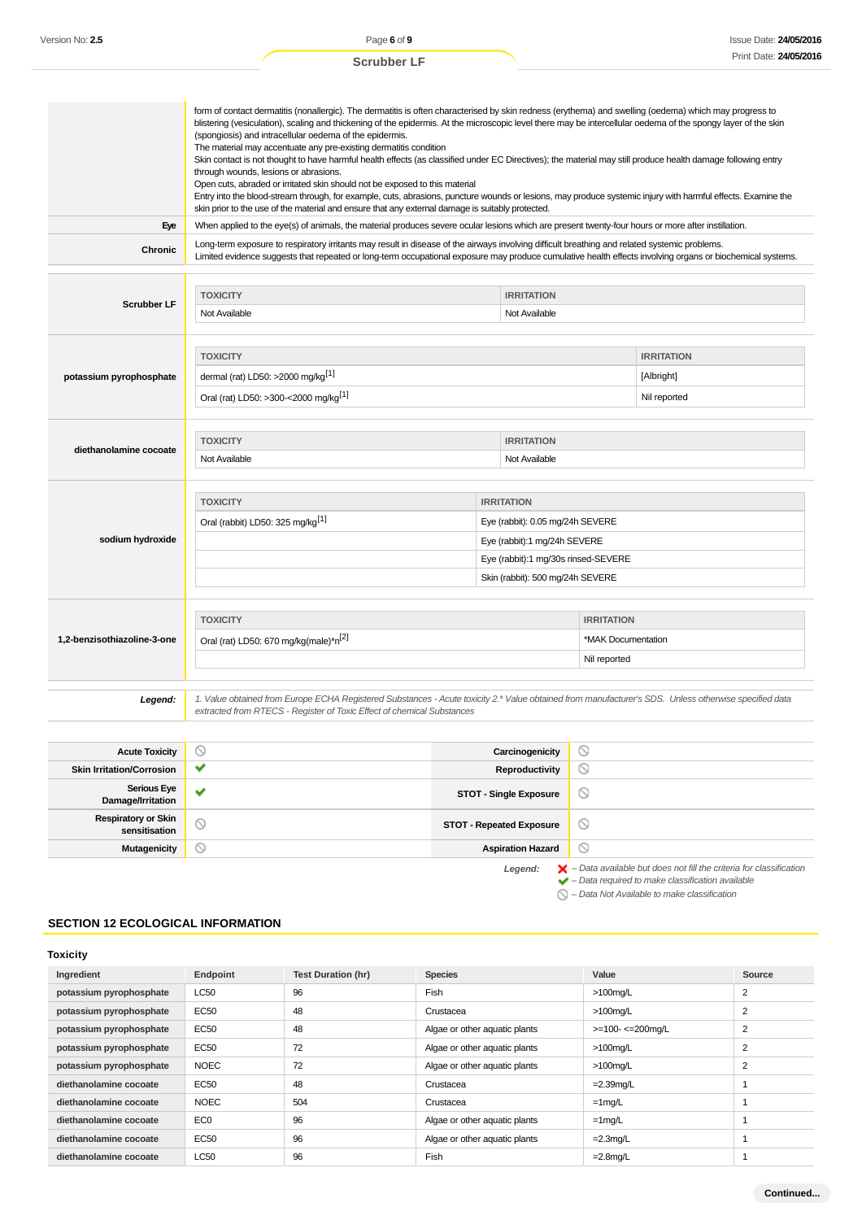| | |
|---|---|
| | form of contact dermatitis (nonallergic). The dermatitis is often characterised by skin redness (erythema) and swelling (oedema) which may progress to blistering (vesiculation), scaling and thickening of the epidermis. At the microscopic level there may be intercellular oedema of the spongy layer of the skin (spongiosis) and intracellular oedema of the epidermis. The material may accentuate any pre-existing dermatitis condition Skin contact is not thought to have harmful health effects (as classified under EC Directives); the material may still produce health damage following entry through wounds, lesions or abrasions. Open cuts, abraded or irritated skin should not be exposed to this material Entry into the blood-stream through, for example, cuts, abrasions, puncture wounds or lesions, may produce systemic injury with harmful effects. Examine the skin prior to the use of the material and ensure that any external damage is suitably protected. |
| **Eye** | When applied to the eye(s) of animals, the material produces severe ocular lesions which are present twenty-four hours or more after instillation. |
| **Chronic** | Long-term exposure to respiratory irritants may result in disease of the airways involving difficult breathing and related systemic problems. Limited evidence suggests that repeated or long-term occupational exposure may produce cumulative health effects involving organs or biochemical systems. |

**Scrubber LF**

| TOXICITY | IRRITATION |
|---|---|
| Not Available | Not Available |

**potassium pyrophosphate**

| TOXICITY | IRRITATION |
|---|---|
| dermal (rat) LD50: >2000 mg/kg[1] | [Albright] |
| Oral (rat) LD50: >300-<2000 mg/kg[1] | Nil reported |

**diethanolamine cocoate**

| TOXICITY | IRRITATION |
|---|---|
| Not Available | Not Available |

**sodium hydroxide**

| TOXICITY | IRRITATION |
|---|---|
| Oral (rabbit) LD50: 325 mg/kg[1] | Eye (rabbit): 0.05 mg/24h SEVERE |
| | Eye (rabbit):1 mg/24h SEVERE |
| | Eye (rabbit):1 mg/30s rinsed-SEVERE |
| | Skin (rabbit): 500 mg/24h SEVERE |

**1,2-benzisothiazoline-3-one**

| TOXICITY | IRRITATION |
|---|---|
| Oral (rat) LD50: 670 mg/kg(male)*n[2] | *MAK Documentation |
| | Nil reported |

***Legend:*** *1. Value obtained from Europe ECHA Registered Substances - Acute toxicity 2.* Value obtained from manufacturer's SDS. Unless otherwise specified data extracted from RTECS - Register of Toxic Effect of chemical Substances*

| | | | |
|---|---|---|---|
| **Acute Toxicity** | ⃠ | **Carcinogenicity** | ⃠ |
| **Skin Irritation/Corrosion** | ✔ | **Reproductivity** | ⃠ |
| **Serious Eye Damage/Irritation** | ✔ | **STOT - Single Exposure** | ⃠ |
| **Respiratory or Skin sensitisation** | ⃠ | **STOT - Repeated Exposure** | ⃠ |
| **Mutagenicity** | ⃠ | **Aspiration Hazard** | ⃠ |

***Legend:***
*✘ – Data available but does not fill the criteria for classification*
*✔ – Data required to make classification available*
*⃠ – Data Not Available to make classification*

## SECTION 12 ECOLOGICAL INFORMATION

### Toxicity

| Ingredient | Endpoint | Test Duration (hr) | Species | Value | Source |
|---|---|---|---|---|---|
| **potassium pyrophosphate** | LC50 | 96 | Fish | >100mg/L | 2 |
| **potassium pyrophosphate** | EC50 | 48 | Crustacea | >100mg/L | 2 |
| **potassium pyrophosphate** | EC50 | 48 | Algae or other aquatic plants | >=100- <=200mg/L | 2 |
| **potassium pyrophosphate** | EC50 | 72 | Algae or other aquatic plants | >100mg/L | 2 |
| **potassium pyrophosphate** | NOEC | 72 | Algae or other aquatic plants | >100mg/L | 2 |
| **diethanolamine cocoate** | EC50 | 48 | Crustacea | =2.39mg/L | 1 |
| **diethanolamine cocoate** | NOEC | 504 | Crustacea | =1mg/L | 1 |
| **diethanolamine cocoate** | EC0 | 96 | Algae or other aquatic plants | =1mg/L | 1 |
| **diethanolamine cocoate** | EC50 | 96 | Algae or other aquatic plants | =2.3mg/L | 1 |
| **diethanolamine cocoate** | LC50 | 96 | Fish | =2.8mg/L | 1 |

**Continued...**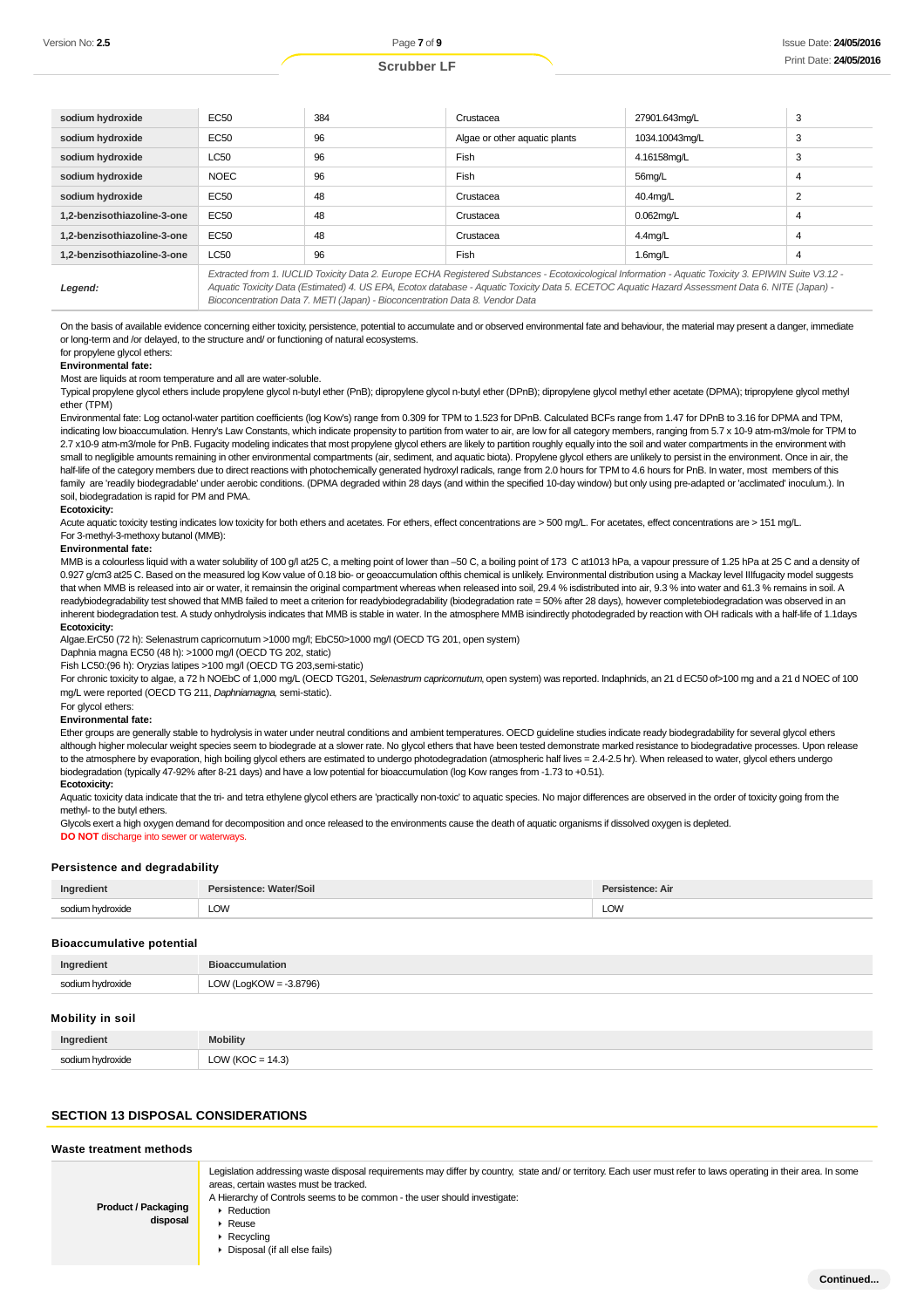| | | | | | |
|---|---|---|---|---|---|
| **sodium hydroxide** | EC50 | 384 | Crustacea | 27901.643mg/L | 3 |
| **sodium hydroxide** | EC50 | 96 | Algae or other aquatic plants | 1034.10043mg/L | 3 |
| **sodium hydroxide** | LC50 | 96 | Fish | 4.16158mg/L | 3 |
| **sodium hydroxide** | NOEC | 96 | Fish | 56mg/L | 4 |
| **sodium hydroxide** | EC50 | 48 | Crustacea | 40.4mg/L | 2 |
| **1,2-benzisothiazoline-3-one** | EC50 | 48 | Crustacea | 0.062mg/L | 4 |
| **1,2-benzisothiazoline-3-one** | EC50 | 48 | Crustacea | 4.4mg/L | 4 |
| **1,2-benzisothiazoline-3-one** | LC50 | 96 | Fish | 1.6mg/L | 4 |
| ***Legend:*** | *Extracted from 1. IUCLID Toxicity Data 2. Europe ECHA Registered Substances - Ecotoxicological Information - Aquatic Toxicity 3. EPIWIN Suite V3.12 - Aquatic Toxicity Data (Estimated) 4. US EPA, Ecotox database - Aquatic Toxicity Data 5. ECETOC Aquatic Hazard Assessment Data 6. NITE (Japan) - Bioconcentration Data 7. METI (Japan) - Bioconcentration Data 8. Vendor Data* | | | | |

On the basis of available evidence concerning either toxicity, persistence, potential to accumulate and or observed environmental fate and behaviour, the material may present a danger, immediate or long-term and /or delayed, to the structure and/ or functioning of natural ecosystems.
for propylene glycol ethers:

**Environmental fate:**

Most are liquids at room temperature and all are water-soluble.

Typical propylene glycol ethers include propylene glycol n-butyl ether (PnB); dipropylene glycol n-butyl ether (DPnB); dipropylene glycol methyl ether acetate (DPMA); tripropylene glycol methyl ether (TPM)

Environmental fate: Log octanol-water partition coefficients (log Kow's) range from 0.309 for TPM to 1.523 for DPnB. Calculated BCFs range from 1.47 for DPnB to 3.16 for DPMA and TPM, indicating low bioaccumulation. Henry's Law Constants, which indicate propensity to partition from water to air, are low for all category members, ranging from 5.7 x 10-9 atm-m3/mole for TPM to 2.7 x10-9 atm-m3/mole for PnB. Fugacity modeling indicates that most propylene glycol ethers are likely to partition roughly equally into the soil and water compartments in the environment with small to negligible amounts remaining in other environmental compartments (air, sediment, and aquatic biota). Propylene glycol ethers are unlikely to persist in the environment. Once in air, the half-life of the category members due to direct reactions with photochemically generated hydroxyl radicals, range from 2.0 hours for TPM to 4.6 hours for PnB. In water, most members of this family are 'readily biodegradable' under aerobic conditions. (DPMA degraded within 28 days (and within the specified 10-day window) but only using pre-adapted or 'acclimated' inoculum.). In soil, biodegradation is rapid for PM and PMA.

**Ecotoxicity:**

Acute aquatic toxicity testing indicates low toxicity for both ethers and acetates. For ethers, effect concentrations are > 500 mg/L. For acetates, effect concentrations are > 151 mg/L.
For 3-methyl-3-methoxy butanol (MMB):

**Environmental fate:**

MMB is a colourless liquid with a water solubility of 100 g/l at25 C, a melting point of lower than –50 C, a boiling point of 173 C at1013 hPa, a vapour pressure of 1.25 hPa at 25 C and a density of 0.927 g/cm3 at25 C. Based on the measured log Kow value of 0.18 bio- or geoaccumulation ofthis chemical is unlikely. Environmental distribution using a Mackay level IIIfugacity model suggests that when MMB is released into air or water, it remainsin the original compartment whereas when released into soil, 29.4 % isdistributed into air, 9.3 % into water and 61.3 % remains in soil. A readybiodegradability test showed that MMB failed to meet a criterion for readybiodegradability (biodegradation rate = 50% after 28 days), however completebiodegradation was observed in an inherent biodegradation test. A study onhydrolysis indicates that MMB is stable in water. In the atmosphere MMB isindirectly photodegraded by reaction with OH radicals with a half-life of 1.1days

**Ecotoxicity:**

Algae.ErC50 (72 h): Selenastrum capricornutum >1000 mg/l; EbC50>1000 mg/l (OECD TG 201, open system)
Daphnia magna EC50 (48 h): >1000 mg/l (OECD TG 202, static)
Fish LC50:(96 h): Oryzias latipes >100 mg/l (OECD TG 203,semi-static)
For chronic toxicity to algae, a 72 h NOEbC of 1,000 mg/L (OECD TG201, *Selenastrum capricornutum*, open system) was reported. Indaphnids, an 21 d EC50 of>100 mg and a 21 d NOEC of 100 mg/L were reported (OECD TG 211, *Daphniamagna*, semi-static).
For glycol ethers:

**Environmental fate:**

Ether groups are generally stable to hydrolysis in water under neutral conditions and ambient temperatures. OECD guideline studies indicate ready biodegradability for several glycol ethers although higher molecular weight species seem to biodegrade at a slower rate. No glycol ethers that have been tested demonstrate marked resistance to biodegradative processes. Upon release to the atmosphere by evaporation, high boiling glycol ethers are estimated to undergo photodegradation (atmospheric half lives = 2.4-2.5 hr). When released to water, glycol ethers undergo biodegradation (typically 47-92% after 8-21 days) and have a low potential for bioaccumulation (log Kow ranges from -1.73 to +0.51).

**Ecotoxicity:**

Aquatic toxicity data indicate that the tri- and tetra ethylene glycol ethers are 'practically non-toxic' to aquatic species. No major differences are observed in the order of toxicity going from the methyl- to the butyl ethers.
Glycols exert a high oxygen demand for decomposition and once released to the environments cause the death of aquatic organisms if dissolved oxygen is depleted.
**DO NOT** discharge into sewer or waterways.

### Persistence and degradability

| Ingredient | Persistence: Water/Soil | Persistence: Air |
|---|---|---|
| sodium hydroxide | LOW | LOW |

### Bioaccumulative potential

| Ingredient | Bioaccumulation |
|---|---|
| sodium hydroxide | LOW (LogKOW = -3.8796) |

### Mobility in soil

| Ingredient | Mobility |
|---|---|
| sodium hydroxide | LOW (KOC = 14.3) |

## SECTION 13 DISPOSAL CONSIDERATIONS

### Waste treatment methods

| | |
|---|---|
| **Product / Packaging disposal** | Legislation addressing waste disposal requirements may differ by country, state and/ or territory. Each user must refer to laws operating in their area. In some areas, certain wastes must be tracked.<br>A Hierarchy of Controls seems to be common - the user should investigate:<br>▸ Reduction<br>▸ Reuse<br>▸ Recycling<br>▸ Disposal (if all else fails) |

Continued...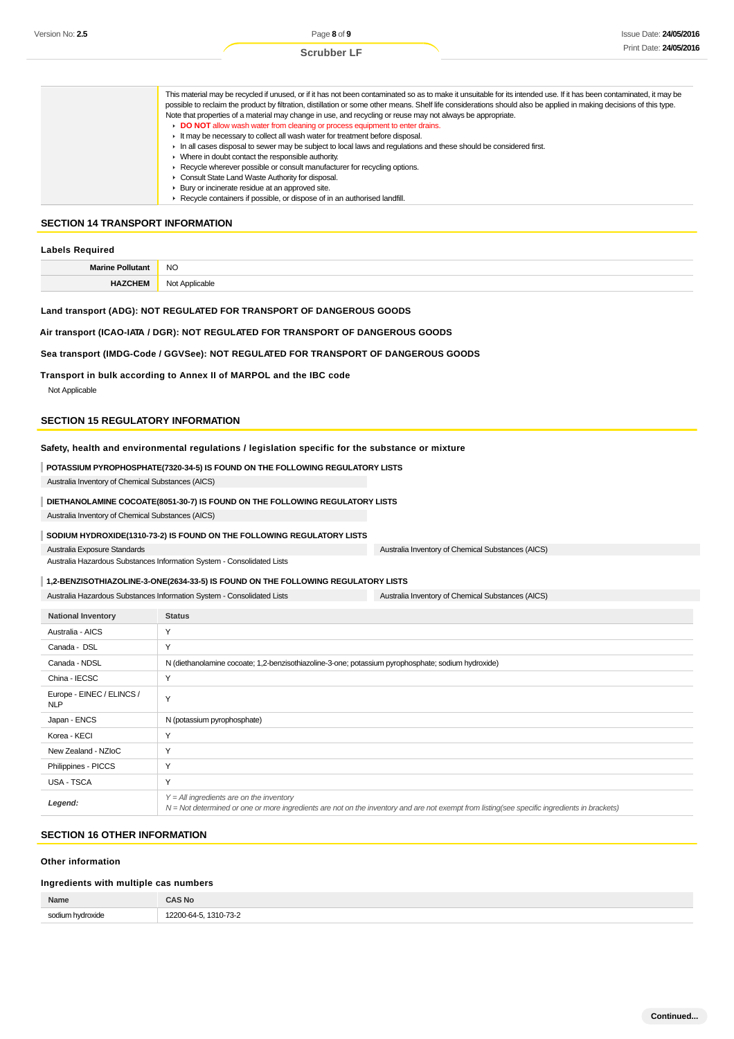| | |
|---|---|
| | This material may be recycled if unused, or if it has not been contaminated so as to make it unsuitable for its intended use. If it has been contaminated, it may be possible to reclaim the product by filtration, distillation or some other means. Shelf life considerations should also be applied in making decisions of this type. Note that properties of a material may change in use, and recycling or reuse may not always be appropriate.<br>▸ **DO NOT** allow wash water from cleaning or process equipment to enter drains.<br>▸ It may be necessary to collect all wash water for treatment before disposal.<br>▸ In all cases disposal to sewer may be subject to local laws and regulations and these should be considered first.<br>▸ Where in doubt contact the responsible authority.<br>▸ Recycle wherever possible or consult manufacturer for recycling options.<br>▸ Consult State Land Waste Authority for disposal.<br>▸ Bury or incinerate residue at an approved site.<br>▸ Recycle containers if possible, or dispose of in an authorised landfill. |

## SECTION 14 TRANSPORT INFORMATION

### Labels Required

| | |
|---|---|
| **Marine Pollutant** | NO |
| **HAZCHEM** | Not Applicable |

**Land transport (ADG): NOT REGULATED FOR TRANSPORT OF DANGEROUS GOODS**

**Air transport (ICAO-IATA / DGR): NOT REGULATED FOR TRANSPORT OF DANGEROUS GOODS**

**Sea transport (IMDG-Code / GGVSee): NOT REGULATED FOR TRANSPORT OF DANGEROUS GOODS**

**Transport in bulk according to Annex II of MARPOL and the IBC code**

Not Applicable

## SECTION 15 REGULATORY INFORMATION

### Safety, health and environmental regulations / legislation specific for the substance or mixture

**POTASSIUM PYROPHOSPHATE(7320-34-5) IS FOUND ON THE FOLLOWING REGULATORY LISTS**

Australia Inventory of Chemical Substances (AICS)

**DIETHANOLAMINE COCOATE(8051-30-7) IS FOUND ON THE FOLLOWING REGULATORY LISTS**

Australia Inventory of Chemical Substances (AICS)

**SODIUM HYDROXIDE(1310-73-2) IS FOUND ON THE FOLLOWING REGULATORY LISTS**

| | |
|---|---|
| Australia Exposure Standards | Australia Inventory of Chemical Substances (AICS) |
| Australia Hazardous Substances Information System - Consolidated Lists | |

**1,2-BENZISOTHIAZOLINE-3-ONE(2634-33-5) IS FOUND ON THE FOLLOWING REGULATORY LISTS**

| | |
|---|---|
| Australia Hazardous Substances Information System - Consolidated Lists | Australia Inventory of Chemical Substances (AICS) |

| National Inventory | Status |
|---|---|
| Australia - AICS | Y |
| Canada - DSL | Y |
| Canada - NDSL | N (diethanolamine cocoate; 1,2-benzisothiazoline-3-one; potassium pyrophosphate; sodium hydroxide) |
| China - IECSC | Y |
| Europe - EINEC / ELINCS / NLP | Y |
| Japan - ENCS | N (potassium pyrophosphate) |
| Korea - KECI | Y |
| New Zealand - NZIoC | Y |
| Philippines - PICCS | Y |
| USA - TSCA | Y |
| ***Legend:*** | *Y = All ingredients are on the inventory*<br>*N = Not determined or one or more ingredients are not on the inventory and are not exempt from listing(see specific ingredients in brackets)* |

## SECTION 16 OTHER INFORMATION

### Other information

### Ingredients with multiple cas numbers

| Name | CAS No |
|---|---|
| sodium hydroxide | 12200-64-5, 1310-73-2 |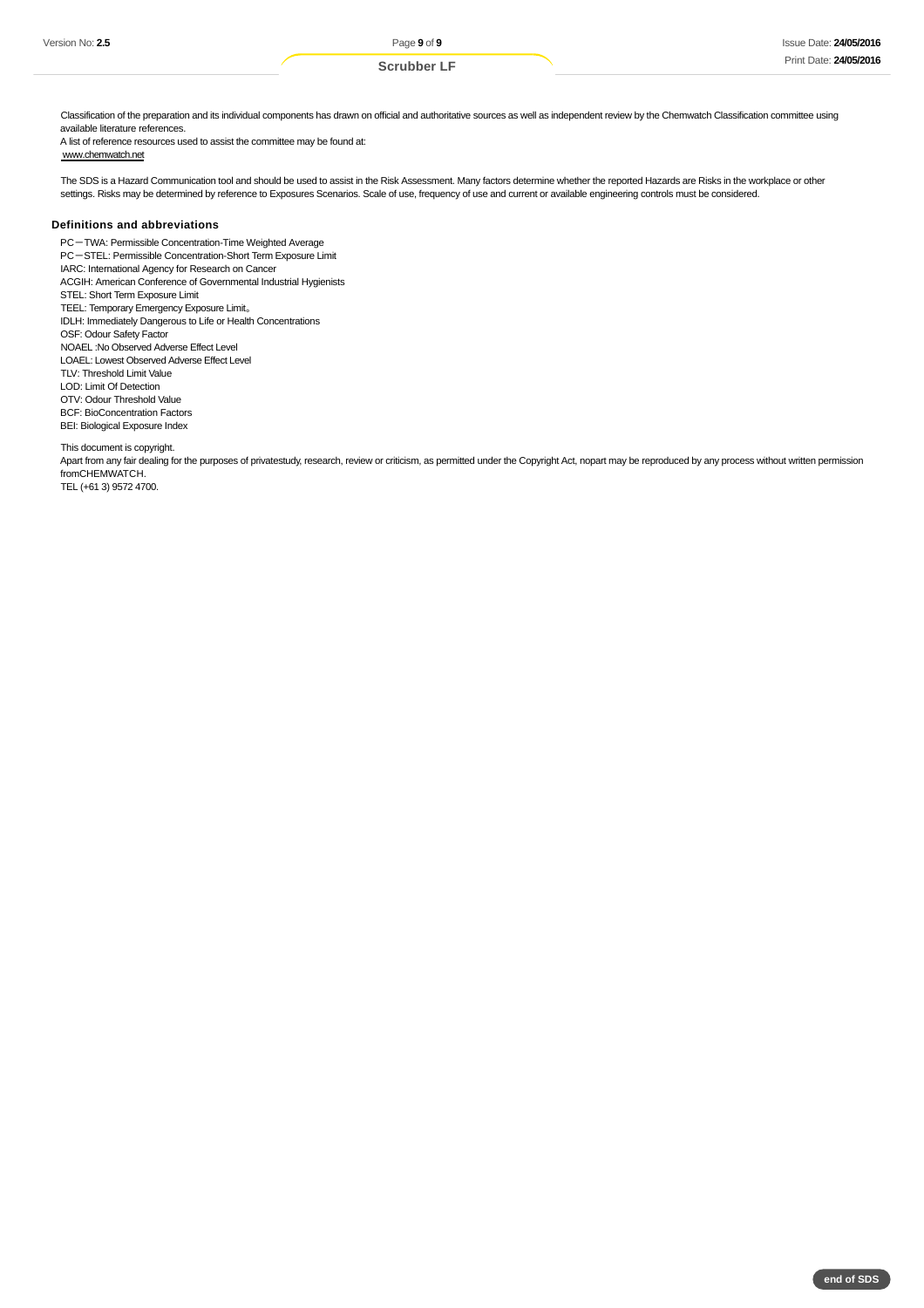Classification of the preparation and its individual components has drawn on official and authoritative sources as well as independent review by the Chemwatch Classification committee using available literature references.
A list of reference resources used to assist the committee may be found at:
www.chemwatch.net

The SDS is a Hazard Communication tool and should be used to assist in the Risk Assessment. Many factors determine whether the reported Hazards are Risks in the workplace or other settings. Risks may be determined by reference to Exposures Scenarios. Scale of use, frequency of use and current or available engineering controls must be considered.

### Definitions and abbreviations

PC－TWA: Permissible Concentration-Time Weighted Average
PC－STEL: Permissible Concentration-Short Term Exposure Limit
IARC: International Agency for Research on Cancer
ACGIH: American Conference of Governmental Industrial Hygienists
STEL: Short Term Exposure Limit
TEEL: Temporary Emergency Exposure Limit。
IDLH: Immediately Dangerous to Life or Health Concentrations
OSF: Odour Safety Factor
NOAEL :No Observed Adverse Effect Level
LOAEL: Lowest Observed Adverse Effect Level
TLV: Threshold Limit Value
LOD: Limit Of Detection
OTV: Odour Threshold Value
BCF: BioConcentration Factors
BEI: Biological Exposure Index

This document is copyright.
Apart from any fair dealing for the purposes of privatestudy, research, review or criticism, as permitted under the Copyright Act, nopart may be reproduced by any process without written permission fromCHEMWATCH.
TEL (+61 3) 9572 4700.

end of SDS